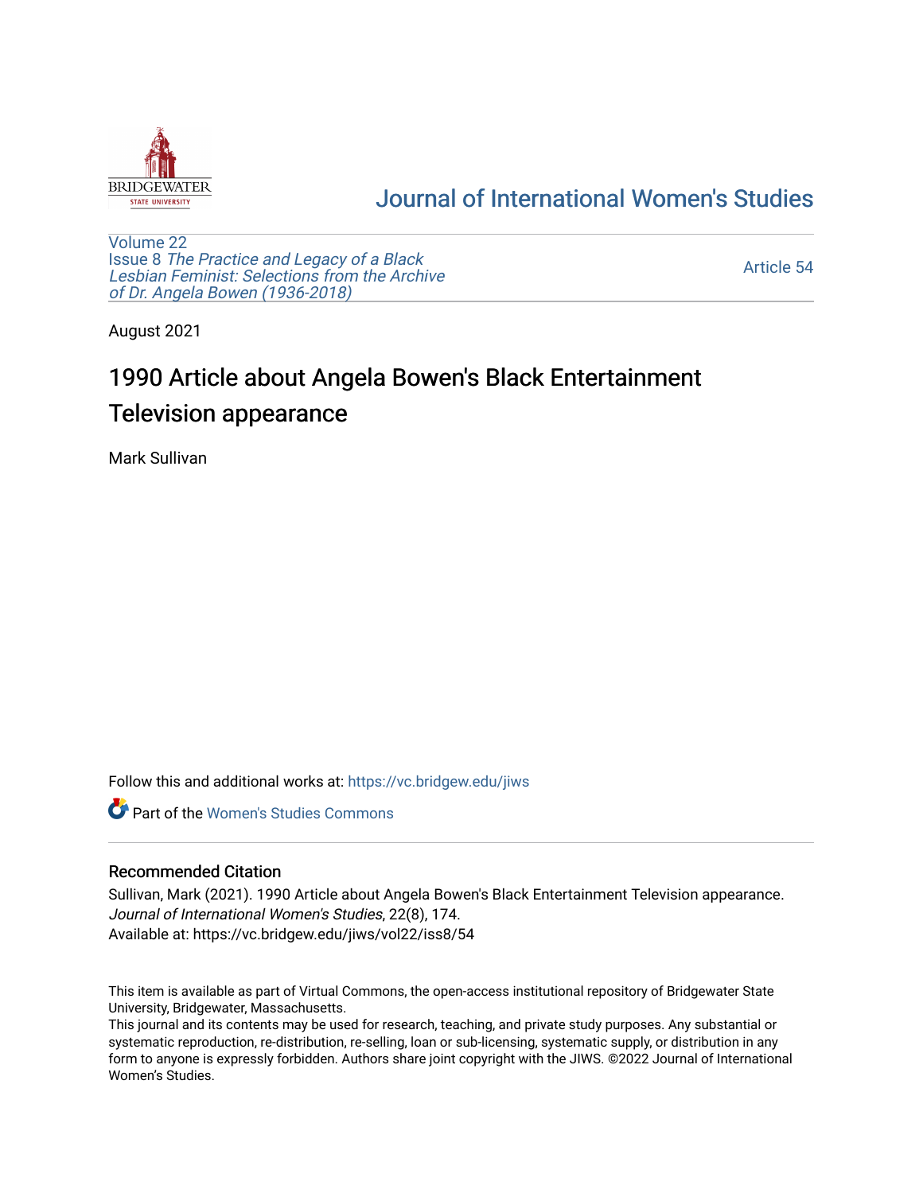Journal of International Women's Studies

Volume 22
Issue 8 *The Practice and Legacy of a Black Lesbian Feminist: Selections from the Archive of Dr. Angela Bowen (1936-2018)*

Article 54

August 2021

# 1990 Article about Angela Bowen's Black Entertainment Television appearance

Mark Sullivan

Follow this and additional works at: https://vc.bridgew.edu/jiws

Part of the Women's Studies Commons

## Recommended Citation

Sullivan, Mark (2021). 1990 Article about Angela Bowen's Black Entertainment Television appearance. *Journal of International Women's Studies*, 22(8), 174.
Available at: https://vc.bridgew.edu/jiws/vol22/iss8/54

This item is available as part of Virtual Commons, the open-access institutional repository of Bridgewater State University, Bridgewater, Massachusetts.
This journal and its contents may be used for research, teaching, and private study purposes. Any substantial or systematic reproduction, re-distribution, re-selling, loan or sub-licensing, systematic supply, or distribution in any form to anyone is expressly forbidden. Authors share joint copyright with the JIWS. ©2022 Journal of International Women's Studies.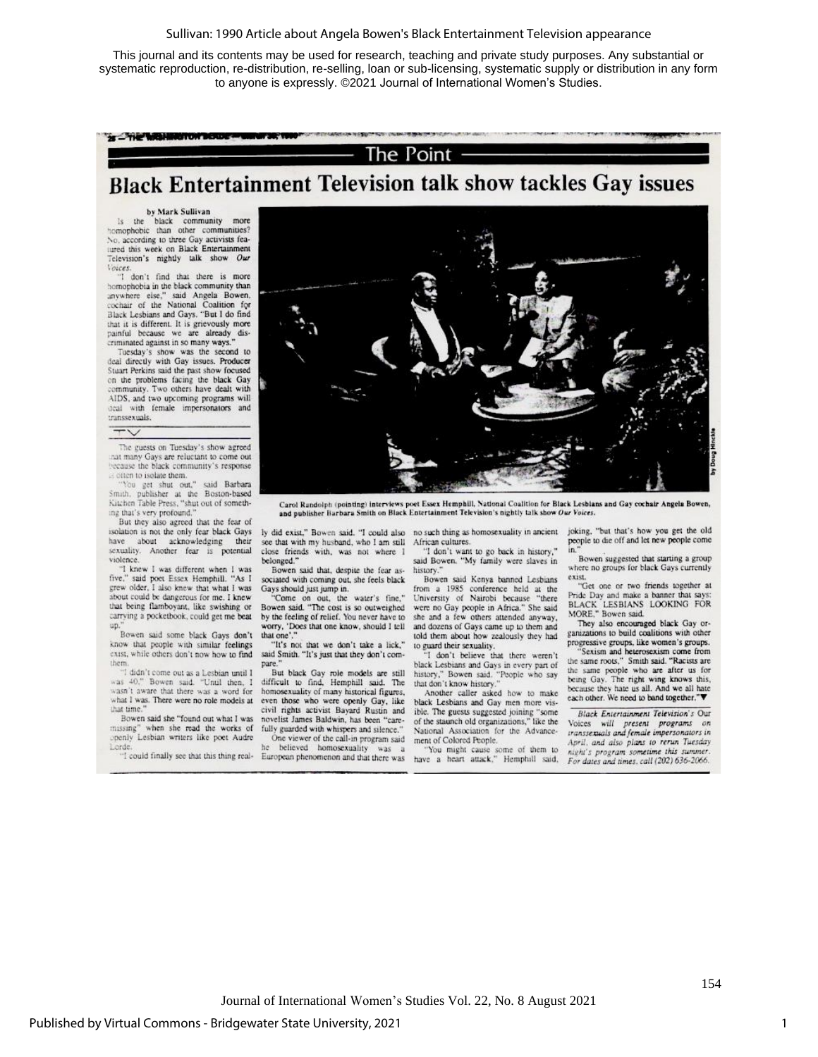Sullivan: 1990 Article about Angela Bowen's Black Entertainment Television appearance

This journal and its contents may be used for research, teaching and private study purposes. Any substantial or systematic reproduction, re-distribution, re-selling, loan or sub-licensing, systematic supply or distribution in any form to anyone is expressly. ©2021 Journal of International Women's Studies.

## The Point

# Black Entertainment Television talk show tackles Gay issues

**by Mark Sullivan**

Is the black community more homophobic than other communities? No, according to three Gay activists featured this week on Black Entertainment Television's nightly talk show *Our Voices*.

"I don't find that there is more homophobia in the black community than anywhere else," said Angela Bowen, cochair of the National Coalition for Black Lesbians and Gays. "But I do find that it is different. It is grievously more painful because we are already discriminated against in so many ways."

Tuesday's show was the second to deal directly with Gay issues. Producer Stuart Perkins said the past show focused on the problems facing the black Gay community. Two others have dealt with AIDS, and two upcoming programs will deal with female impersonators and transsexuals.

### TV

The guests on Tuesday's show agreed that many Gays are reluctant to come out because the black community's response is often to isolate them.

"You get shut out," said Barbara Smith, publisher at the Boston-based Kitchen Table Press, "shut out of something that's very profound."

But they also agreed that the fear of isolation is not the only fear black Gays have about acknowledging their sexuality. Another fear is potential violence.

"I knew I was different when I was five," said poet Essex Hemphill. "As I grew older, I also knew that what I was about could be dangerous for me. I knew that being flamboyant, like swishing or carrying a pocketbook, could get me beat up."

Bowen said some black Gays don't know that people with similar feelings exist, while others don't now how to find them.

"I didn't come out as a Lesbian until I was 40," Bowen said. "Until then, I wasn't aware that there was a word for what I was. There were no role models at that time."

Bowen said she "found out what I was missing" when she read the works of openly Lesbian writers like poet Audre Lorde.

"I could finally see that this thing really did exist," Bowen said. "I could also see that with my husband, who I am still close friends with, was not where I belonged."

Bowen said that, despite the fear associated with coming out, she feels black Gays should just jump in.

"Come on out, the water's fine," Bowen said. "The cost is so outweighed by the feeling of relief. You never have to worry, 'Does that one know, should I tell that one'."

"It's not that we don't take a lick," said Smith. "It's just that they don't compare."

But black Gay role models are still difficult to find, Hemphill said. The homosexuality of many historical figures, even those who were openly Gay, like civil rights activist Bayard Rustin and novelist James Baldwin, has been "carefully guarded with whispers and silence."

One viewer of the call-in program said he believed homosexuality was a European phenomenon and that there was no such thing as homosexuality in ancient African cultures.

"I don't want to go back in history," said Bowen. "My family were slaves in history."

Bowen said Kenya banned Lesbians from a 1985 conference held at the University of Nairobi because "there were no Gay people in Africa." She said she and a few others attended anyway, and dozens of Gays came up to them and told them about how zealously they had to guard their sexuality.

"I don't believe that there weren't black Lesbians and Gays in every part of history," Bowen said. "People who say that don't know history."

Another caller asked how to make black Lesbians and Gay men more visible. The guests suggested joining "some of the staunch old organizations," like the National Association for the Advancement of Colored People.

"You might cause some of them to have a heart attack," Hemphill said, joking, "but that's how you get the old people to die off and let new people come in."

Bowen suggested that starting a group where no groups for black Gays currently exist.

"Get one or two friends together at Pride Day and make a banner that says: BLACK LESBIANS LOOKING FOR MORE," Bowen said.

They also encouraged black Gay organizations to build coalitions with other progressive groups, like women's groups.

"Sexism and heterosexism come from the same roots," Smith said. "Racists are the same people who are after us for being Gay. The right wing knows this, because they hate us all. And we all hate each other. We need to band together."▼

*Black Entertainment Television's Our Voices will present programs on transsexuals and female impersonators in April, and also plans to rerun Tuesday night's program sometime this summer. For dates and times, call (202) 636-2066.*

by Doug Hinckle

Carol Randolph (pointing) interviews poet Essex Hemphill, National Coalition for Black Lesbians and Gay cochair Angela Bowen, and publisher Barbara Smith on Black Entertainment Television's nightly talk show *Our Voices*.